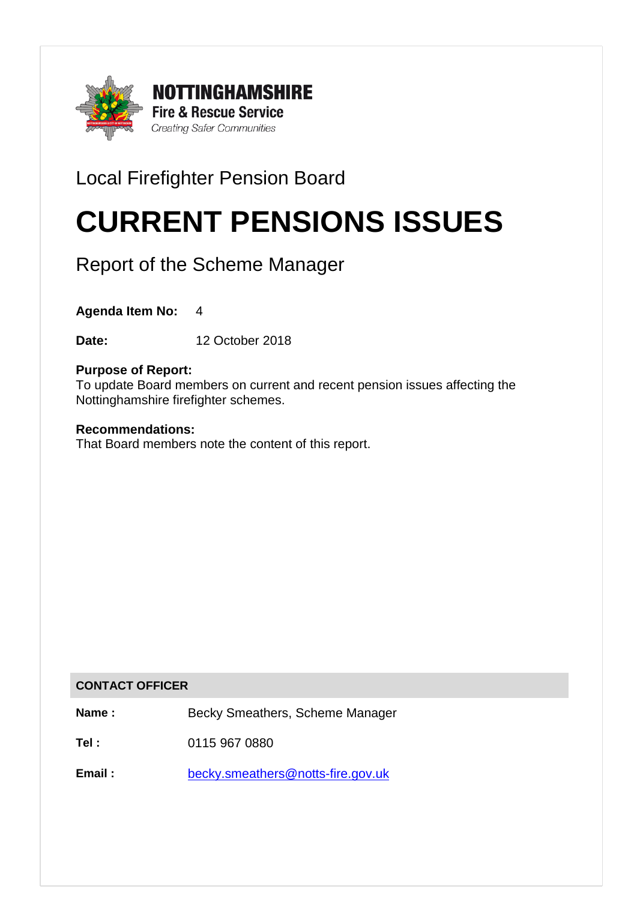**NOTTINGHAMSHIRE**
**Fire & Rescue Service**
*Creating Safer Communities*

Local Firefighter Pension Board

# CURRENT PENSIONS ISSUES

## Report of the Scheme Manager

**Agenda Item No:** 4

**Date:** 12 October 2018

**Purpose of Report:**
To update Board members on current and recent pension issues affecting the Nottinghamshire firefighter schemes.

**Recommendations:**
That Board members note the content of this report.

| CONTACT OFFICER | |
|---|---|
| **Name :** | Becky Smeathers, Scheme Manager |
| **Tel :** | 0115 967 0880 |
| **Email :** | becky.smeathers@notts-fire.gov.uk |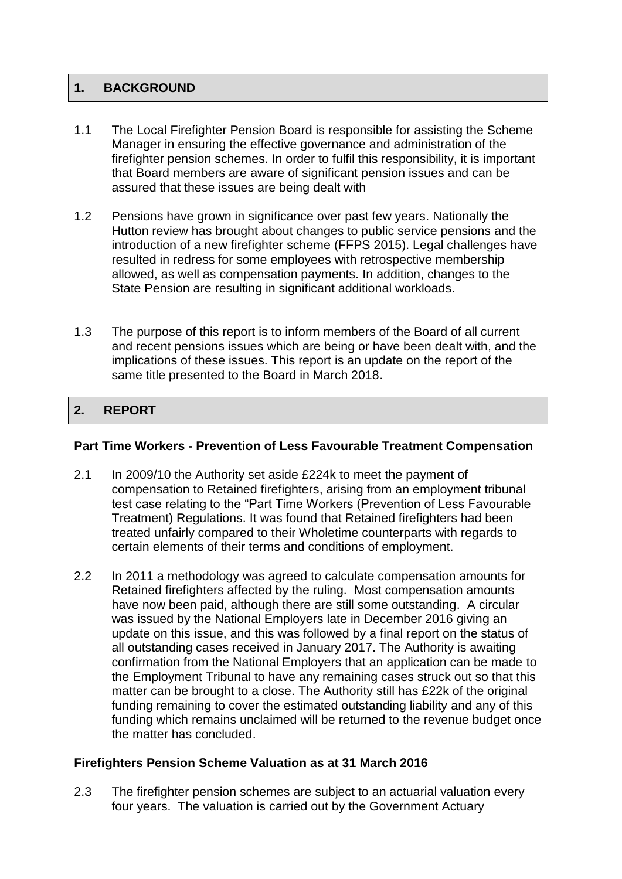## 1. BACKGROUND

1.1 The Local Firefighter Pension Board is responsible for assisting the Scheme Manager in ensuring the effective governance and administration of the firefighter pension schemes. In order to fulfil this responsibility, it is important that Board members are aware of significant pension issues and can be assured that these issues are being dealt with

1.2 Pensions have grown in significance over past few years. Nationally the Hutton review has brought about changes to public service pensions and the introduction of a new firefighter scheme (FFPS 2015). Legal challenges have resulted in redress for some employees with retrospective membership allowed, as well as compensation payments. In addition, changes to the State Pension are resulting in significant additional workloads.

1.3 The purpose of this report is to inform members of the Board of all current and recent pensions issues which are being or have been dealt with, and the implications of these issues. This report is an update on the report of the same title presented to the Board in March 2018.

## 2. REPORT

**Part Time Workers - Prevention of Less Favourable Treatment Compensation**

2.1 In 2009/10 the Authority set aside £224k to meet the payment of compensation to Retained firefighters, arising from an employment tribunal test case relating to the "Part Time Workers (Prevention of Less Favourable Treatment) Regulations. It was found that Retained firefighters had been treated unfairly compared to their Wholetime counterparts with regards to certain elements of their terms and conditions of employment.

2.2 In 2011 a methodology was agreed to calculate compensation amounts for Retained firefighters affected by the ruling. Most compensation amounts have now been paid, although there are still some outstanding. A circular was issued by the National Employers late in December 2016 giving an update on this issue, and this was followed by a final report on the status of all outstanding cases received in January 2017. The Authority is awaiting confirmation from the National Employers that an application can be made to the Employment Tribunal to have any remaining cases struck out so that this matter can be brought to a close. The Authority still has £22k of the original funding remaining to cover the estimated outstanding liability and any of this funding which remains unclaimed will be returned to the revenue budget once the matter has concluded.

**Firefighters Pension Scheme Valuation as at 31 March 2016**

2.3 The firefighter pension schemes are subject to an actuarial valuation every four years. The valuation is carried out by the Government Actuary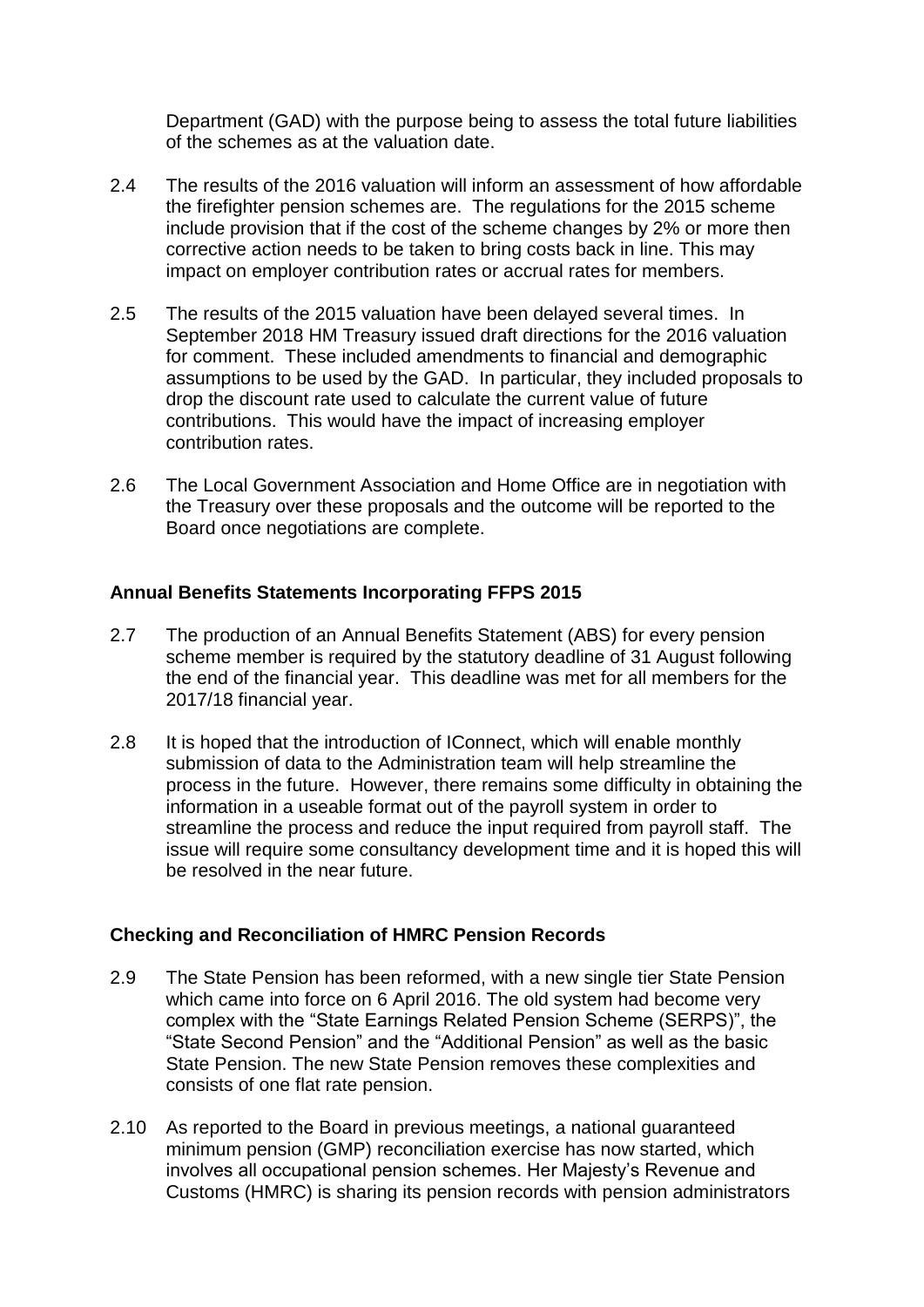Department (GAD) with the purpose being to assess the total future liabilities of the schemes as at the valuation date.

2.4 The results of the 2016 valuation will inform an assessment of how affordable the firefighter pension schemes are. The regulations for the 2015 scheme include provision that if the cost of the scheme changes by 2% or more then corrective action needs to be taken to bring costs back in line. This may impact on employer contribution rates or accrual rates for members.

2.5 The results of the 2015 valuation have been delayed several times. In September 2018 HM Treasury issued draft directions for the 2016 valuation for comment. These included amendments to financial and demographic assumptions to be used by the GAD. In particular, they included proposals to drop the discount rate used to calculate the current value of future contributions. This would have the impact of increasing employer contribution rates.

2.6 The Local Government Association and Home Office are in negotiation with the Treasury over these proposals and the outcome will be reported to the Board once negotiations are complete.

**Annual Benefits Statements Incorporating FFPS 2015**

2.7 The production of an Annual Benefits Statement (ABS) for every pension scheme member is required by the statutory deadline of 31 August following the end of the financial year. This deadline was met for all members for the 2017/18 financial year.

2.8 It is hoped that the introduction of IConnect, which will enable monthly submission of data to the Administration team will help streamline the process in the future. However, there remains some difficulty in obtaining the information in a useable format out of the payroll system in order to streamline the process and reduce the input required from payroll staff. The issue will require some consultancy development time and it is hoped this will be resolved in the near future.

**Checking and Reconciliation of HMRC Pension Records**

2.9 The State Pension has been reformed, with a new single tier State Pension which came into force on 6 April 2016. The old system had become very complex with the "State Earnings Related Pension Scheme (SERPS)", the "State Second Pension" and the "Additional Pension" as well as the basic State Pension. The new State Pension removes these complexities and consists of one flat rate pension.

2.10 As reported to the Board in previous meetings, a national guaranteed minimum pension (GMP) reconciliation exercise has now started, which involves all occupational pension schemes. Her Majesty's Revenue and Customs (HMRC) is sharing its pension records with pension administrators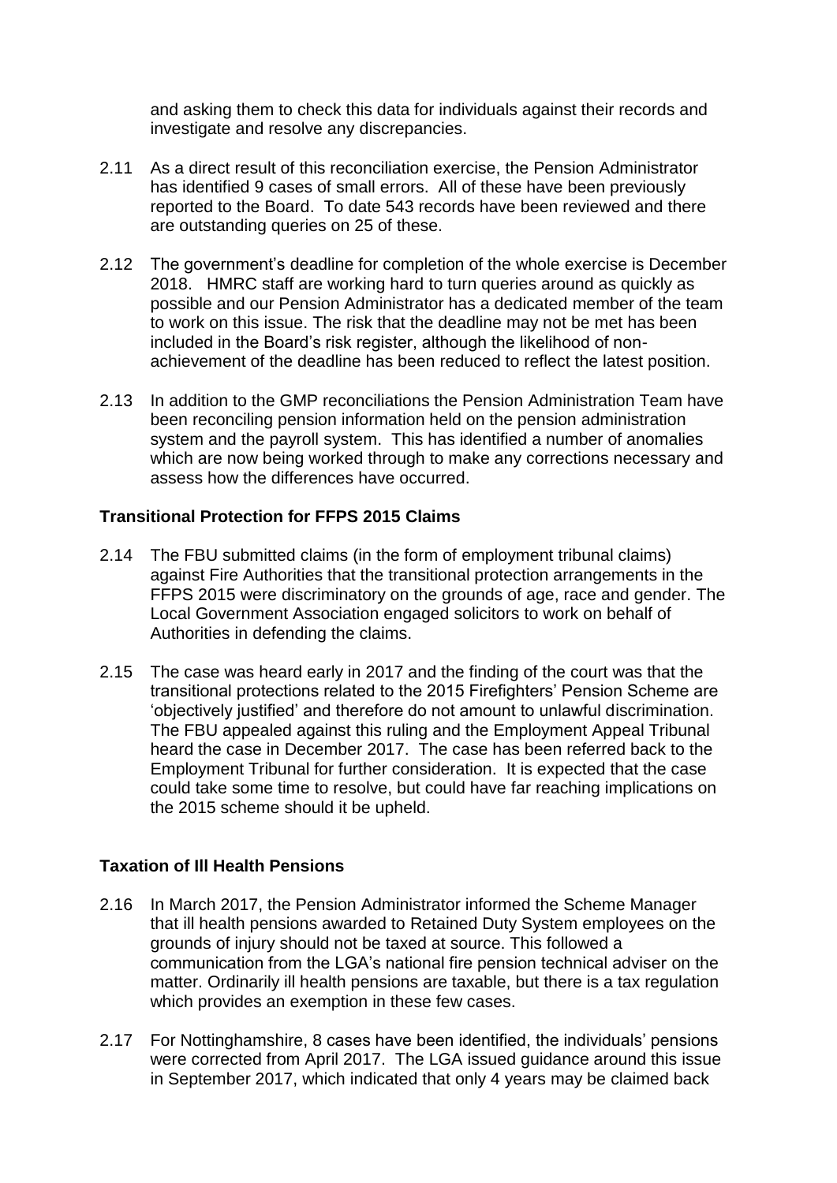and asking them to check this data for individuals against their records and investigate and resolve any discrepancies.

2.11 As a direct result of this reconciliation exercise, the Pension Administrator has identified 9 cases of small errors. All of these have been previously reported to the Board. To date 543 records have been reviewed and there are outstanding queries on 25 of these.

2.12 The government's deadline for completion of the whole exercise is December 2018. HMRC staff are working hard to turn queries around as quickly as possible and our Pension Administrator has a dedicated member of the team to work on this issue. The risk that the deadline may not be met has been included in the Board's risk register, although the likelihood of non-achievement of the deadline has been reduced to reflect the latest position.

2.13 In addition to the GMP reconciliations the Pension Administration Team have been reconciling pension information held on the pension administration system and the payroll system. This has identified a number of anomalies which are now being worked through to make any corrections necessary and assess how the differences have occurred.

**Transitional Protection for FFPS 2015 Claims**

2.14 The FBU submitted claims (in the form of employment tribunal claims) against Fire Authorities that the transitional protection arrangements in the FFPS 2015 were discriminatory on the grounds of age, race and gender. The Local Government Association engaged solicitors to work on behalf of Authorities in defending the claims.

2.15 The case was heard early in 2017 and the finding of the court was that the transitional protections related to the 2015 Firefighters' Pension Scheme are 'objectively justified' and therefore do not amount to unlawful discrimination. The FBU appealed against this ruling and the Employment Appeal Tribunal heard the case in December 2017. The case has been referred back to the Employment Tribunal for further consideration. It is expected that the case could take some time to resolve, but could have far reaching implications on the 2015 scheme should it be upheld.

**Taxation of Ill Health Pensions**

2.16 In March 2017, the Pension Administrator informed the Scheme Manager that ill health pensions awarded to Retained Duty System employees on the grounds of injury should not be taxed at source. This followed a communication from the LGA's national fire pension technical adviser on the matter. Ordinarily ill health pensions are taxable, but there is a tax regulation which provides an exemption in these few cases.

2.17 For Nottinghamshire, 8 cases have been identified, the individuals' pensions were corrected from April 2017. The LGA issued guidance around this issue in September 2017, which indicated that only 4 years may be claimed back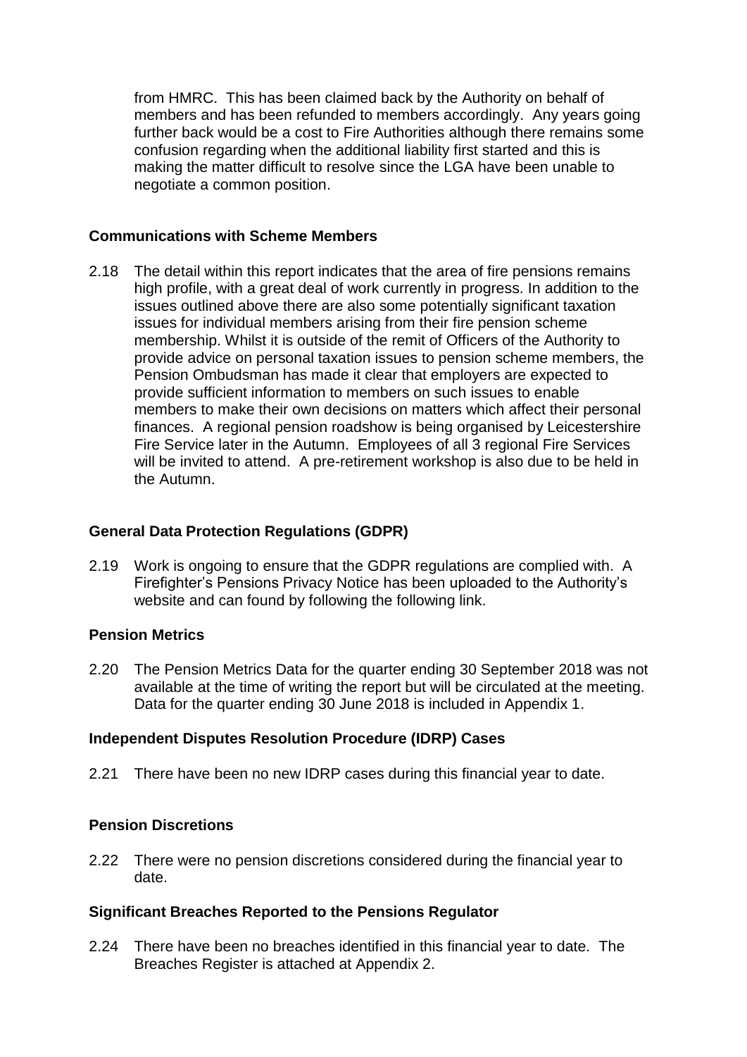from HMRC. This has been claimed back by the Authority on behalf of members and has been refunded to members accordingly. Any years going further back would be a cost to Fire Authorities although there remains some confusion regarding when the additional liability first started and this is making the matter difficult to resolve since the LGA have been unable to negotiate a common position.

**Communications with Scheme Members**

2.18 The detail within this report indicates that the area of fire pensions remains high profile, with a great deal of work currently in progress. In addition to the issues outlined above there are also some potentially significant taxation issues for individual members arising from their fire pension scheme membership. Whilst it is outside of the remit of Officers of the Authority to provide advice on personal taxation issues to pension scheme members, the Pension Ombudsman has made it clear that employers are expected to provide sufficient information to members on such issues to enable members to make their own decisions on matters which affect their personal finances. A regional pension roadshow is being organised by Leicestershire Fire Service later in the Autumn. Employees of all 3 regional Fire Services will be invited to attend. A pre-retirement workshop is also due to be held in the Autumn.

**General Data Protection Regulations (GDPR)**

2.19 Work is ongoing to ensure that the GDPR regulations are complied with. A Firefighter's Pensions Privacy Notice has been uploaded to the Authority's website and can found by following the following link.

**Pension Metrics**

2.20 The Pension Metrics Data for the quarter ending 30 September 2018 was not available at the time of writing the report but will be circulated at the meeting. Data for the quarter ending 30 June 2018 is included in Appendix 1.

**Independent Disputes Resolution Procedure (IDRP) Cases**

2.21 There have been no new IDRP cases during this financial year to date.

**Pension Discretions**

2.22 There were no pension discretions considered during the financial year to date.

**Significant Breaches Reported to the Pensions Regulator**

2.24 There have been no breaches identified in this financial year to date. The Breaches Register is attached at Appendix 2.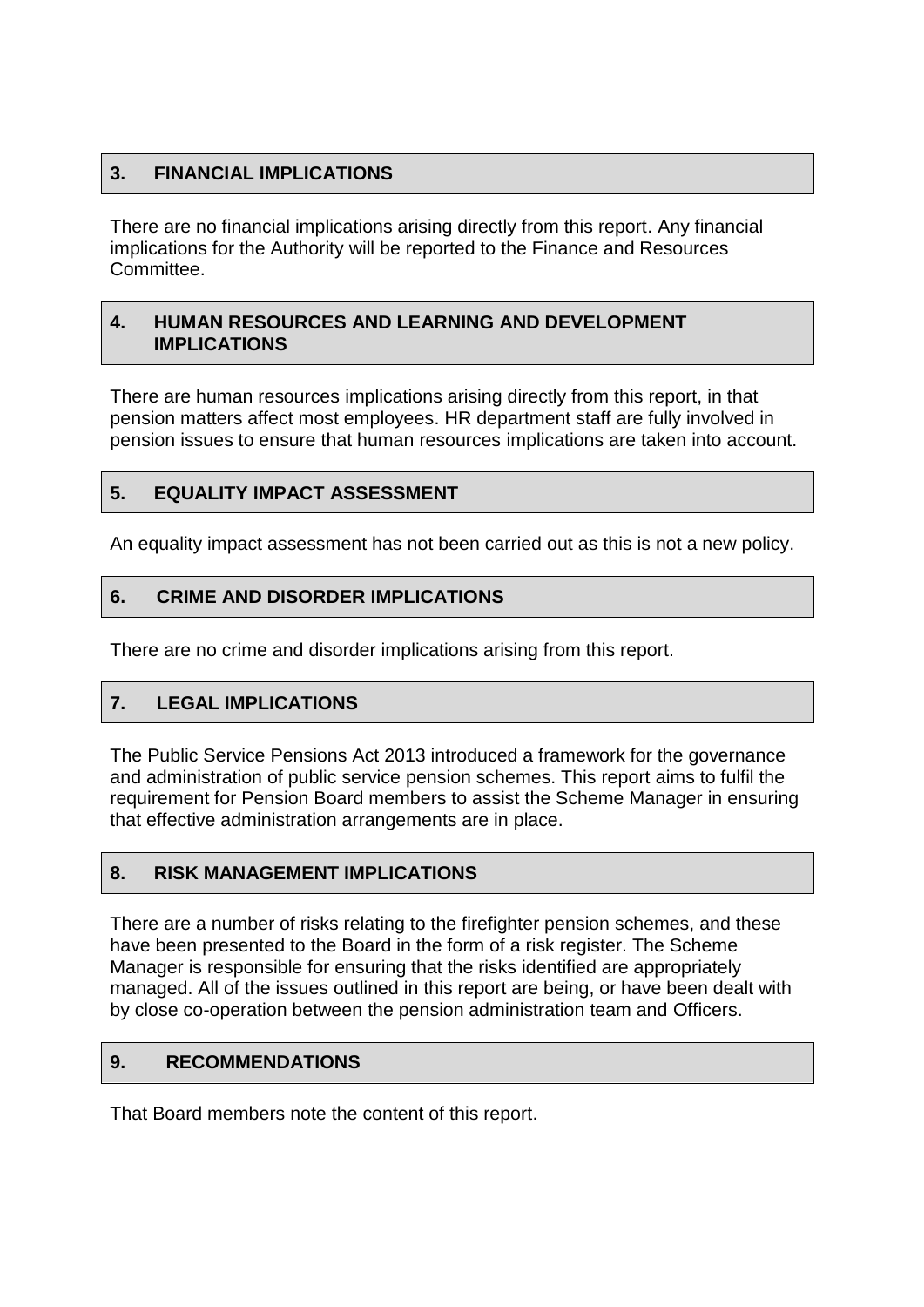## 3. FINANCIAL IMPLICATIONS

There are no financial implications arising directly from this report. Any financial implications for the Authority will be reported to the Finance and Resources Committee.

## 4. HUMAN RESOURCES AND LEARNING AND DEVELOPMENT IMPLICATIONS

There are human resources implications arising directly from this report, in that pension matters affect most employees. HR department staff are fully involved in pension issues to ensure that human resources implications are taken into account.

## 5. EQUALITY IMPACT ASSESSMENT

An equality impact assessment has not been carried out as this is not a new policy.

## 6. CRIME AND DISORDER IMPLICATIONS

There are no crime and disorder implications arising from this report.

## 7. LEGAL IMPLICATIONS

The Public Service Pensions Act 2013 introduced a framework for the governance and administration of public service pension schemes. This report aims to fulfil the requirement for Pension Board members to assist the Scheme Manager in ensuring that effective administration arrangements are in place.

## 8. RISK MANAGEMENT IMPLICATIONS

There are a number of risks relating to the firefighter pension schemes, and these have been presented to the Board in the form of a risk register. The Scheme Manager is responsible for ensuring that the risks identified are appropriately managed. All of the issues outlined in this report are being, or have been dealt with by close co-operation between the pension administration team and Officers.

## 9. RECOMMENDATIONS

That Board members note the content of this report.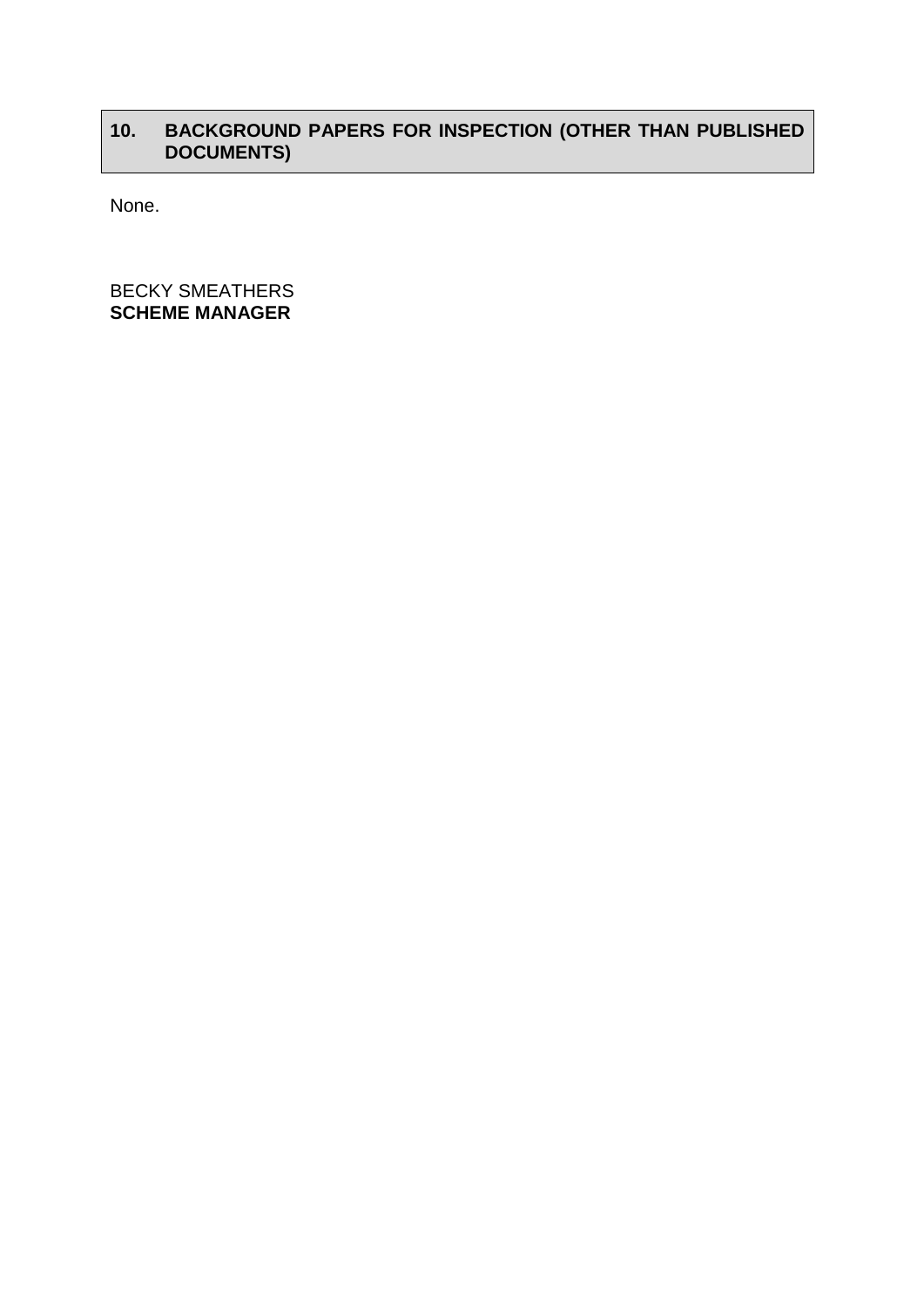## 10. BACKGROUND PAPERS FOR INSPECTION (OTHER THAN PUBLISHED DOCUMENTS)

None.

BECKY SMEATHERS
**SCHEME MANAGER**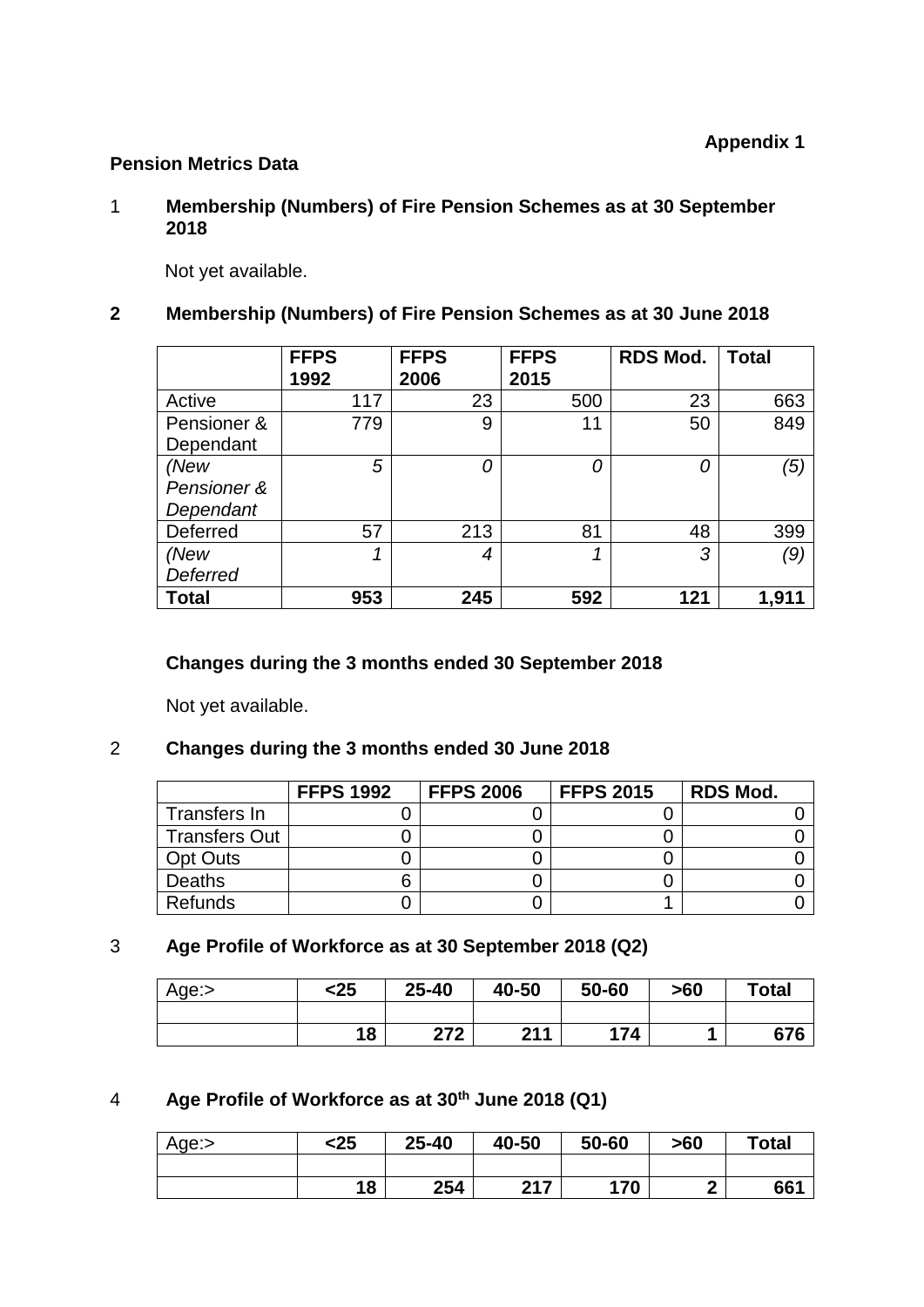**Appendix 1**

**Pension Metrics Data**

1 **Membership (Numbers) of Fire Pension Schemes as at 30 September 2018**

Not yet available.

**2 Membership (Numbers) of Fire Pension Schemes as at 30 June 2018**

| | FFPS 1992 | FFPS 2006 | FFPS 2015 | RDS Mod. | Total |
|---|---|---|---|---|---|
| Active | 117 | 23 | 500 | 23 | 663 |
| Pensioner & Dependant | 779 | 9 | 11 | 50 | 849 |
| *(New Pensioner & Dependant* | *5* | *0* | *0* | *0* | *(5)* |
| Deferred | 57 | 213 | 81 | 48 | 399 |
| *(New Deferred* | *1* | *4* | *1* | *3* | *(9)* |
| **Total** | **953** | **245** | **592** | **121** | **1,911** |

**Changes during the 3 months ended 30 September 2018**

Not yet available.

2 **Changes during the 3 months ended 30 June 2018**

| | FFPS 1992 | FFPS 2006 | FFPS 2015 | RDS Mod. |
|---|---|---|---|---|
| Transfers In | 0 | 0 | 0 | 0 |
| Transfers Out | 0 | 0 | 0 | 0 |
| Opt Outs | 0 | 0 | 0 | 0 |
| Deaths | 6 | 0 | 0 | 0 |
| Refunds | 0 | 0 | 1 | 0 |

3 **Age Profile of Workforce as at 30 September 2018 (Q2)**

| Age:> | <25 | 25-40 | 40-50 | 50-60 | >60 | Total |
|---|---|---|---|---|---|---|
| | | | | | | |
| | **18** | **272** | **211** | **174** | **1** | **676** |

4 **Age Profile of Workforce as at 30th June 2018 (Q1)**

| Age:> | <25 | 25-40 | 40-50 | 50-60 | >60 | Total |
|---|---|---|---|---|---|---|
| | | | | | | |
| | **18** | **254** | **217** | **170** | **2** | **661** |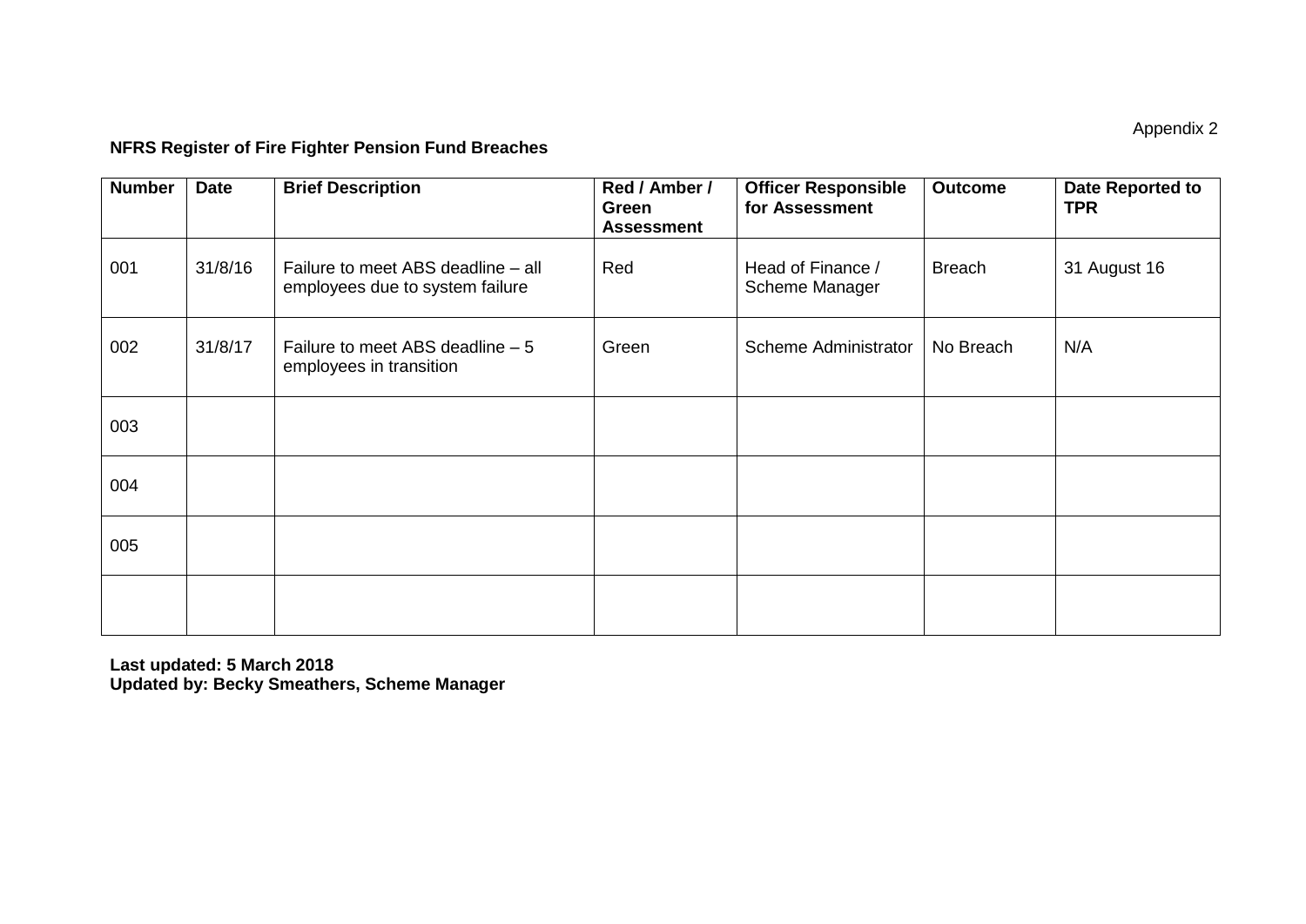Appendix 2

**NFRS Register of Fire Fighter Pension Fund Breaches**

| Number | Date | Brief Description | Red / Amber / Green Assessment | Officer Responsible for Assessment | Outcome | Date Reported to TPR |
|---|---|---|---|---|---|---|
| 001 | 31/8/16 | Failure to meet ABS deadline – all employees due to system failure | Red | Head of Finance / Scheme Manager | Breach | 31 August 16 |
| 002 | 31/8/17 | Failure to meet ABS deadline – 5 employees in transition | Green | Scheme Administrator | No Breach | N/A |
| 003 | | | | | | |
| 004 | | | | | | |
| 005 | | | | | | |
| | | | | | | |

**Last updated: 5 March 2018**
**Updated by: Becky Smeathers, Scheme Manager**